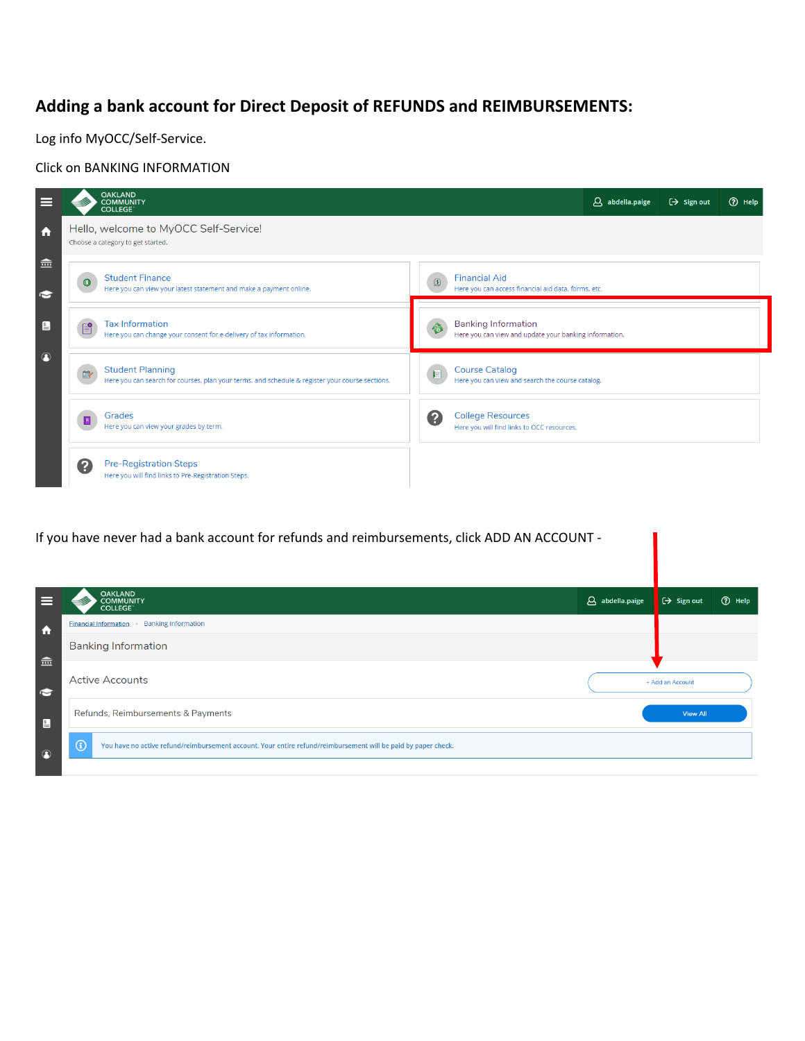## Adding a bank account for Direct Deposit of REFUNDS and REIMBURSEMENTS:

Log info MyOCC/Self-Service.

Click on BANKING INFORMATION

If you have never had a bank account for refunds and reimbursements, click ADD AN ACCOUNT -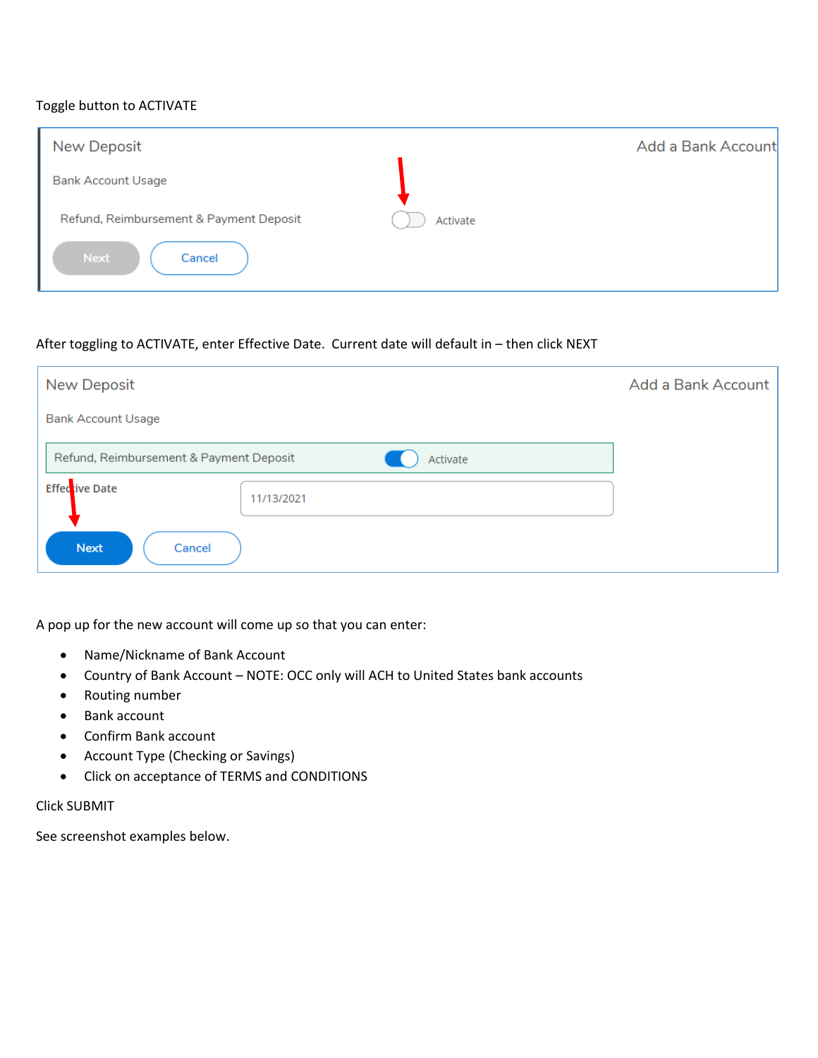Toggle button to ACTIVATE

New Deposit

Add a Bank Account

Bank Account Usage

Refund, Reimbursement & Payment Deposit        Activate

Next    Cancel

After toggling to ACTIVATE, enter Effective Date. Current date will default in – then click NEXT

New Deposit

Add a Bank Account

Bank Account Usage

Refund, Reimbursement & Payment Deposit        Activate

Effective Date    11/13/2021

Next    Cancel

A pop up for the new account will come up so that you can enter:

- Name/Nickname of Bank Account
- Country of Bank Account – NOTE: OCC only will ACH to United States bank accounts
- Routing number
- Bank account
- Confirm Bank account
- Account Type (Checking or Savings)
- Click on acceptance of TERMS and CONDITIONS

Click SUBMIT

See screenshot examples below.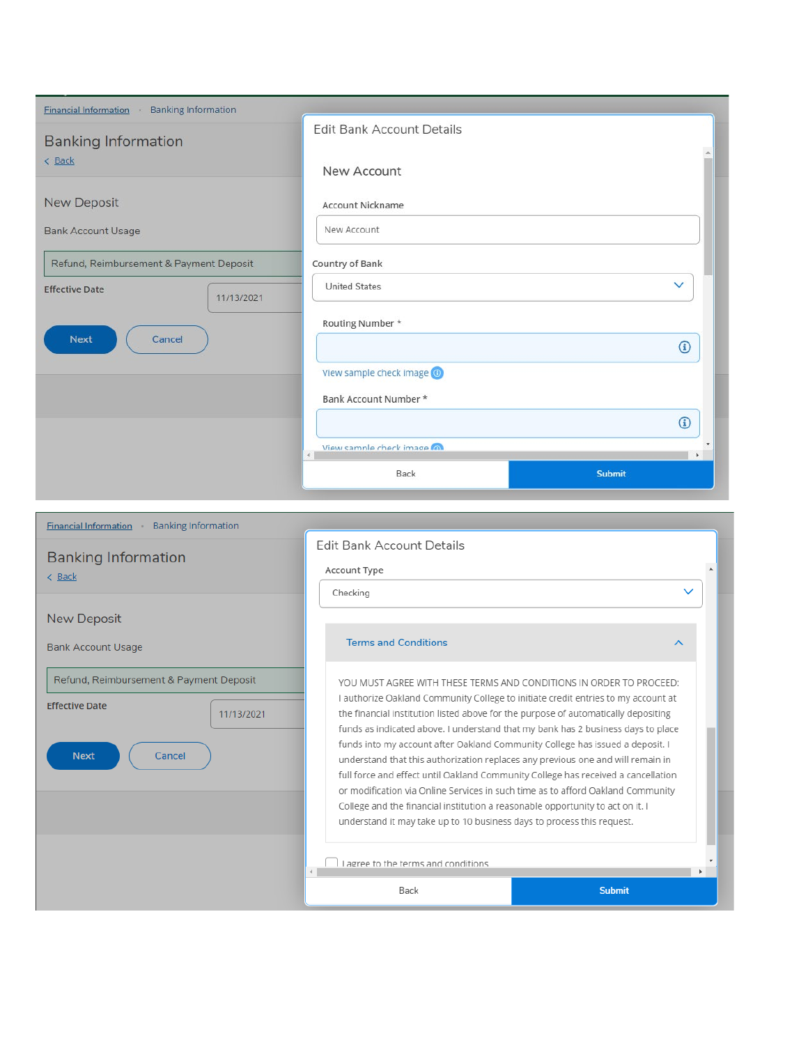Financial Information · Banking Information

## Banking Information

< Back

### New Deposit

Bank Account Usage

Refund, Reimbursement & Payment Deposit

**Effective Date** 11/13/2021

Next Cancel

### Edit Bank Account Details

#### New Account

Account Nickname

New Account

Country of Bank

United States

Routing Number *

View sample check image

Bank Account Number *

View sample check image

Back Submit

---

Financial Information · Banking Information

## Banking Information

< Back

### New Deposit

Bank Account Usage

Refund, Reimbursement & Payment Deposit

**Effective Date** 11/13/2021

Next Cancel

### Edit Bank Account Details

Account Type

Checking

**Terms and Conditions**

YOU MUST AGREE WITH THESE TERMS AND CONDITIONS IN ORDER TO PROCEED: I authorize Oakland Community College to initiate credit entries to my account at the financial institution listed above for the purpose of automatically depositing funds as indicated above. I understand that my bank has 2 business days to place funds into my account after Oakland Community College has issued a deposit. I understand that this authorization replaces any previous one and will remain in full force and effect until Oakland Community College has received a cancellation or modification via Online Services in such time as to afford Oakland Community College and the financial institution a reasonable opportunity to act on it. I understand it may take up to 10 business days to process this request.

☐ I agree to the terms and conditions

Back Submit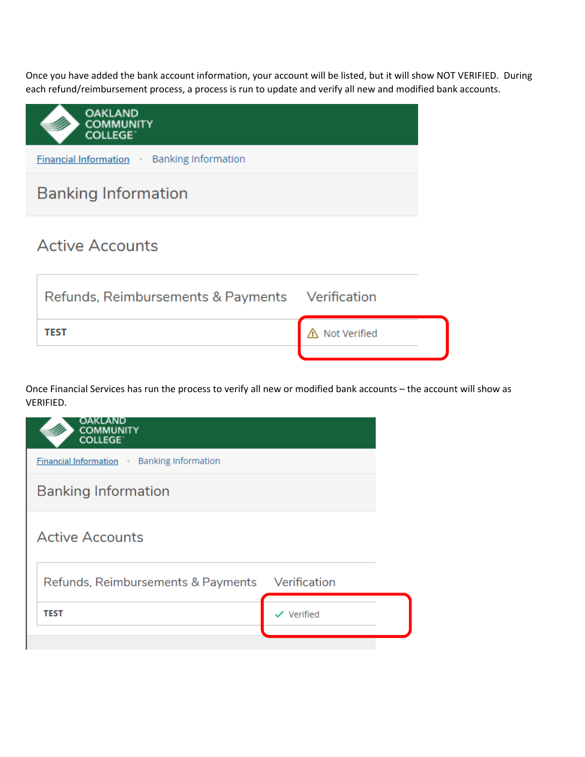Once you have added the bank account information, your account will be listed, but it will show NOT VERIFIED. During each refund/reimbursement process, a process is run to update and verify all new and modified bank accounts.

OAKLAND COMMUNITY COLLEGE

Financial Information • Banking Information

## Banking Information

### Active Accounts

| Refunds, Reimbursements & Payments | Verification |
| --- | --- |
| **TEST** | ⚠ Not Verified |

Once Financial Services has run the process to verify all new or modified bank accounts – the account will show as VERIFIED.

OAKLAND COMMUNITY COLLEGE

Financial Information • Banking Information

## Banking Information

### Active Accounts

| Refunds, Reimbursements & Payments | Verification |
| --- | --- |
| **TEST** | ✓ Verified |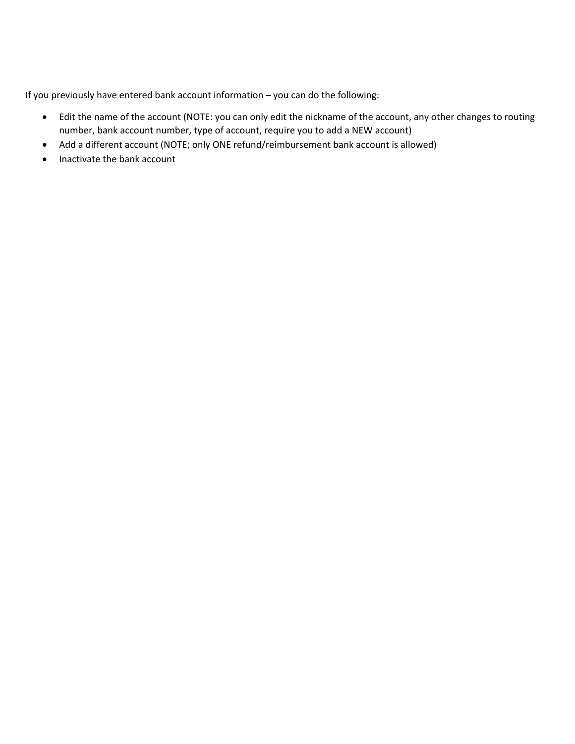If you previously have entered bank account information – you can do the following:

- Edit the name of the account (NOTE: you can only edit the nickname of the account, any other changes to routing number, bank account number, type of account, require you to add a NEW account)
- Add a different account (NOTE; only ONE refund/reimbursement bank account is allowed)
- Inactivate the bank account